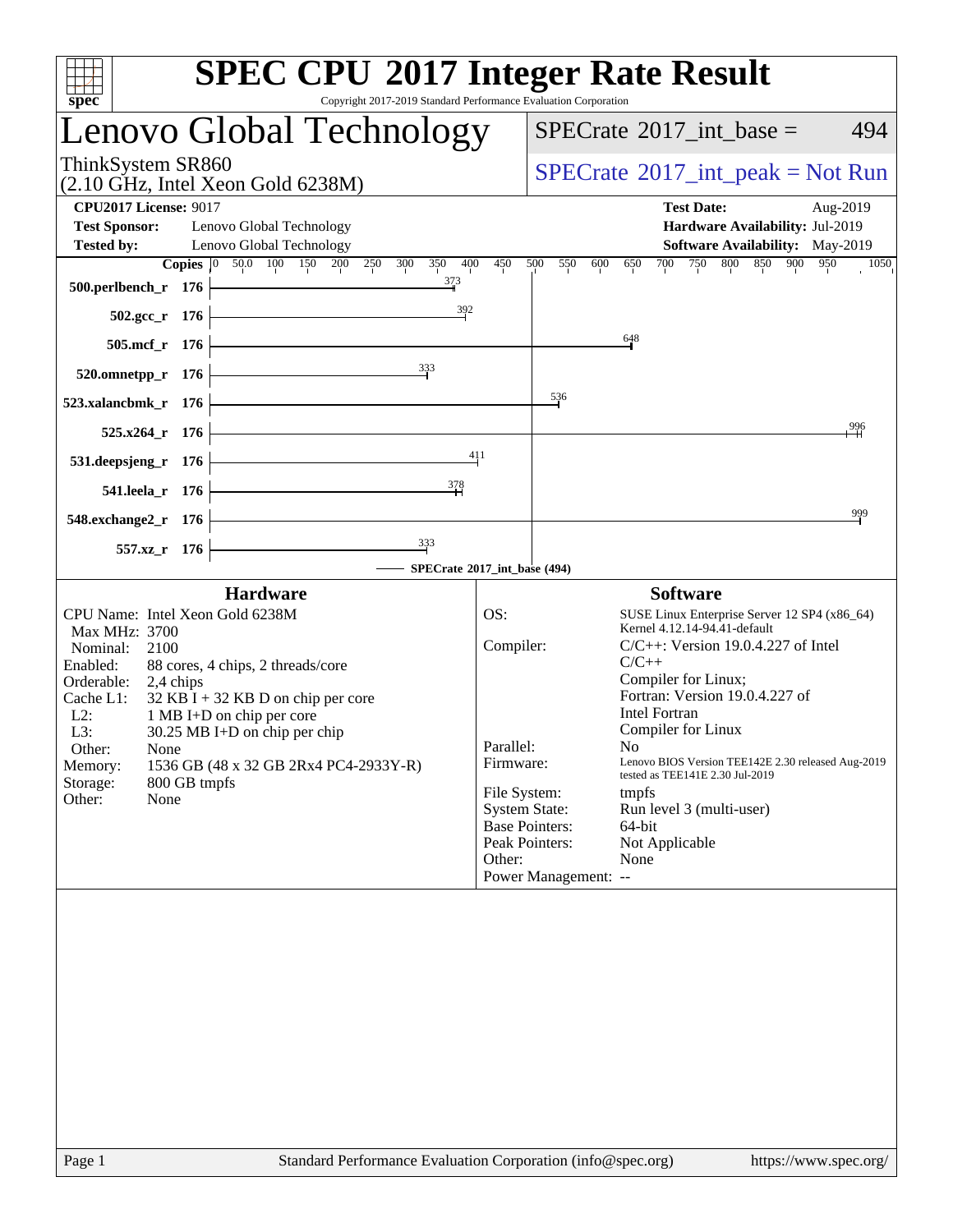# SPEC CPU 2017 Integer Rate Result

Copyright 2017-2019 Standard Performance Evaluation Corporation

## Lenovo Global Technology

ThinkSystem SR860
(2.10 GHz, Intel Xeon Gold 6238M)

SPECrate 2017_int_base = 494

SPECrate 2017_int_peak = Not Run

**CPU2017 License:** 9017
**Test Sponsor:** Lenovo Global Technology
**Tested by:** Lenovo Global Technology

**Test Date:** Aug-2019
**Hardware Availability:** Jul-2019
**Software Availability:** May-2019

| Benchmark | Copies | Base Ratio |
|---|---|---|
| 500.perlbench_r | 176 | 373 |
| 502.gcc_r | 176 | 392 |
| 505.mcf_r | 176 | 648 |
| 520.omnetpp_r | 176 | 333 |
| 523.xalancbmk_r | 176 | 536 |
| 525.x264_r | 176 | 996 |
| 531.deepsjeng_r | 176 | 411 |
| 541.leela_r | 176 | 378 |
| 548.exchange2_r | 176 | 999 |
| 557.xz_r | 176 | 333 |

SPECrate 2017_int_base (494)

### Hardware

| | |
|---|---|
| CPU Name: | Intel Xeon Gold 6238M |
| Max MHz: | 3700 |
| Nominal: | 2100 |
| Enabled: | 88 cores, 4 chips, 2 threads/core |
| Orderable: | 2,4 chips |
| Cache L1: | 32 KB I + 32 KB D on chip per core |
| L2: | 1 MB I+D on chip per core |
| L3: | 30.25 MB I+D on chip per chip |
| Other: | None |
| Memory: | 1536 GB (48 x 32 GB 2Rx4 PC4-2933Y-R) |
| Storage: | 800 GB tmpfs |
| Other: | None |

### Software

| | |
|---|---|
| OS: | SUSE Linux Enterprise Server 12 SP4 (x86_64) Kernel 4.12.14-94.41-default |
| Compiler: | C/C++: Version 19.0.4.227 of Intel C/C++ Compiler for Linux; Fortran: Version 19.0.4.227 of Intel Fortran Compiler for Linux |
| Parallel: | No |
| Firmware: | Lenovo BIOS Version TEE142E 2.30 released Aug-2019 tested as TEE141E 2.30 Jul-2019 |
| File System: | tmpfs |
| System State: | Run level 3 (multi-user) |
| Base Pointers: | 64-bit |
| Peak Pointers: | Not Applicable |
| Other: | None |
| Power Management: | -- |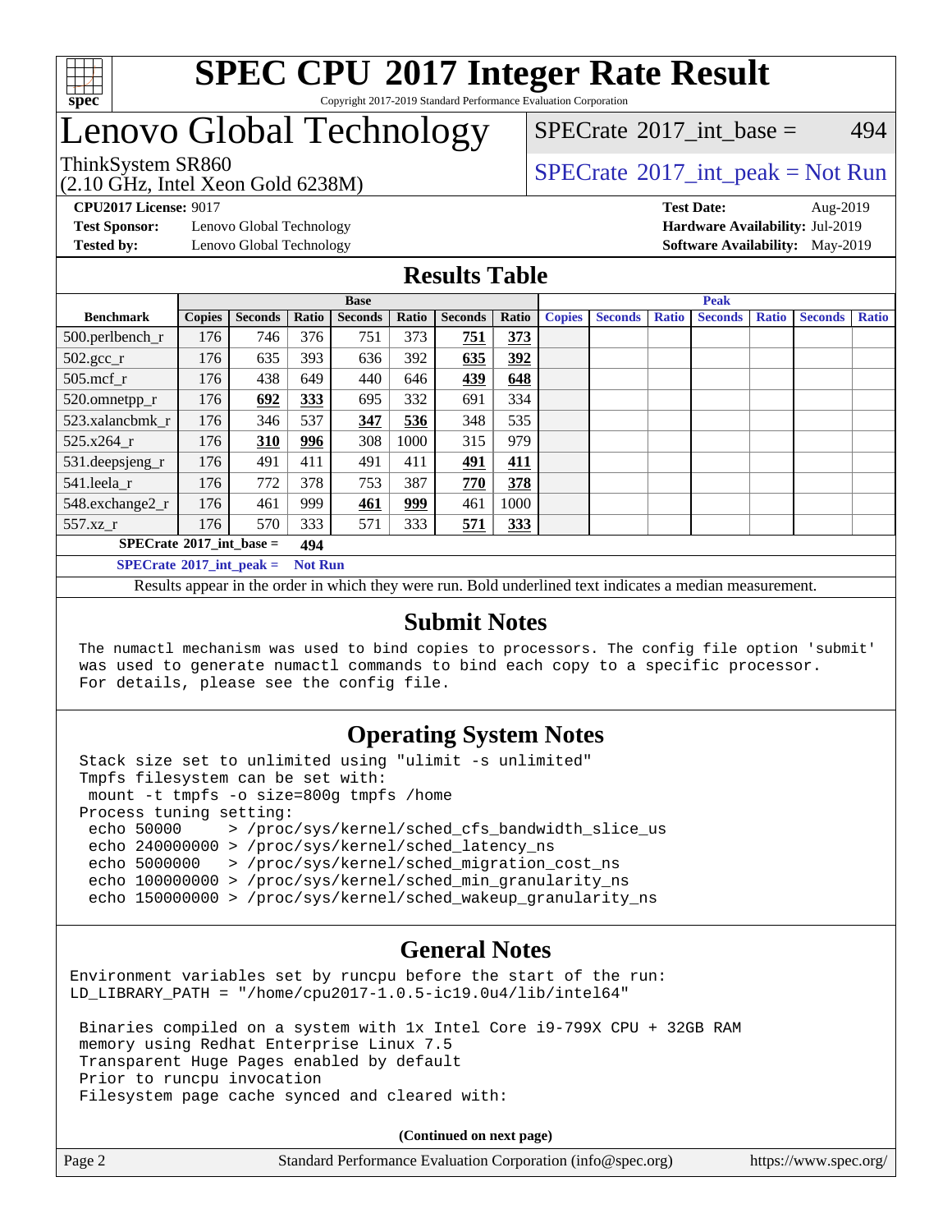# SPEC CPU 2017 Integer Rate Result

Copyright 2017-2019 Standard Performance Evaluation Corporation

# Lenovo Global Technology

ThinkSystem SR860
(2.10 GHz, Intel Xeon Gold 6238M)

SPECrate 2017_int_base = 494

SPECrate 2017_int_peak = Not Run

**CPU2017 License:** 9017
**Test Sponsor:** Lenovo Global Technology
**Tested by:** Lenovo Global Technology

**Test Date:** Aug-2019
**Hardware Availability:** Jul-2019
**Software Availability:** May-2019

## Results Table

| Benchmark | Base | | | | | | | Peak | | | | | | |
|---|---|---|---|---|---|---|---|---|---|---|---|---|---|---|
| | Copies | Seconds | Ratio | Seconds | Ratio | Seconds | Ratio | Copies | Seconds | Ratio | Seconds | Ratio | Seconds | Ratio |
| 500.perlbench_r | 176 | 746 | 376 | 751 | 373 | **751** | **373** | | | | | | | |
| 502.gcc_r | 176 | 635 | 393 | 636 | 392 | **635** | **392** | | | | | | | |
| 505.mcf_r | 176 | 438 | 649 | 440 | 646 | **439** | **648** | | | | | | | |
| 520.omnetpp_r | 176 | **692** | **333** | 695 | 332 | 691 | 334 | | | | | | | |
| 523.xalancbmk_r | 176 | 346 | 537 | **347** | **536** | 348 | 535 | | | | | | | |
| 525.x264_r | 176 | **310** | **996** | 308 | 1000 | 315 | 979 | | | | | | | |
| 531.deepsjeng_r | 176 | 491 | 411 | 491 | 411 | **491** | **411** | | | | | | | |
| 541.leela_r | 176 | 772 | 378 | 753 | 387 | **770** | **378** | | | | | | | |
| 548.exchange2_r | 176 | 461 | 999 | **461** | **999** | 461 | 1000 | | | | | | | |
| 557.xz_r | 176 | 570 | 333 | 571 | 333 | **571** | **333** | | | | | | | |

**SPECrate 2017_int_base = 494**

**SPECrate 2017_int_peak = Not Run**

Results appear in the order in which they were run. Bold underlined text indicates a median measurement.

## Submit Notes

```
The numactl mechanism was used to bind copies to processors. The config file option 'submit'
was used to generate numactl commands to bind each copy to a specific processor.
For details, please see the config file.
```

## Operating System Notes

```
Stack size set to unlimited using "ulimit -s unlimited"
Tmpfs filesystem can be set with:
 mount -t tmpfs -o size=800g tmpfs /home
Process tuning setting:
 echo 50000     > /proc/sys/kernel/sched_cfs_bandwidth_slice_us
 echo 240000000 > /proc/sys/kernel/sched_latency_ns
 echo 5000000   > /proc/sys/kernel/sched_migration_cost_ns
 echo 100000000 > /proc/sys/kernel/sched_min_granularity_ns
 echo 150000000 > /proc/sys/kernel/sched_wakeup_granularity_ns
```

## General Notes

```
Environment variables set by runcpu before the start of the run:
LD_LIBRARY_PATH = "/home/cpu2017-1.0.5-ic19.0u4/lib/intel64"

 Binaries compiled on a system with 1x Intel Core i9-799X CPU + 32GB RAM
 memory using Redhat Enterprise Linux 7.5
 Transparent Huge Pages enabled by default
 Prior to runcpu invocation
 Filesystem page cache synced and cleared with:
```

**(Continued on next page)**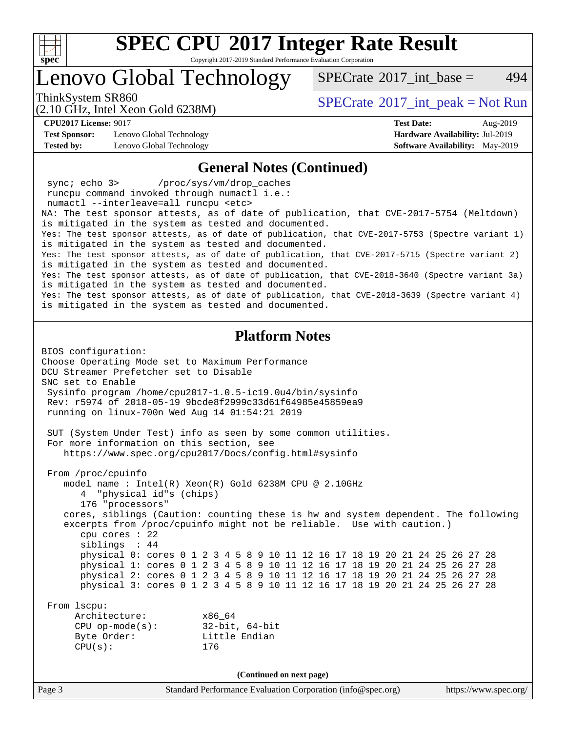# SPEC CPU 2017 Integer Rate Result

Copyright 2017-2019 Standard Performance Evaluation Corporation

## Lenovo Global Technology

ThinkSystem SR860
(2.10 GHz, Intel Xeon Gold 6238M)

SPECrate 2017_int_base = 494

SPECrate 2017_int_peak = Not Run

**CPU2017 License:** 9017
**Test Sponsor:** Lenovo Global Technology
**Tested by:** Lenovo Global Technology

**Test Date:** Aug-2019
**Hardware Availability:** Jul-2019
**Software Availability:** May-2019

### General Notes (Continued)

```
  sync; echo 3>       /proc/sys/vm/drop_caches
  runcpu command invoked through numactl i.e.:
  numactl --interleave=all runcpu <etc>
NA: The test sponsor attests, as of date of publication, that CVE-2017-5754 (Meltdown)
is mitigated in the system as tested and documented.
Yes: The test sponsor attests, as of date of publication, that CVE-2017-5753 (Spectre variant 1)
is mitigated in the system as tested and documented.
Yes: The test sponsor attests, as of date of publication, that CVE-2017-5715 (Spectre variant 2)
is mitigated in the system as tested and documented.
Yes: The test sponsor attests, as of date of publication, that CVE-2018-3640 (Spectre variant 3a)
is mitigated in the system as tested and documented.
Yes: The test sponsor attests, as of date of publication, that CVE-2018-3639 (Spectre variant 4)
is mitigated in the system as tested and documented.
```

### Platform Notes

```
BIOS configuration:
Choose Operating Mode set to Maximum Performance
DCU Streamer Prefetcher set to Disable
SNC set to Enable
 Sysinfo program /home/cpu2017-1.0.5-ic19.0u4/bin/sysinfo
 Rev: r5974 of 2018-05-19 9bcde8f2999c33d61f64985e45859ea9
 running on linux-700n Wed Aug 14 01:54:21 2019

 SUT (System Under Test) info as seen by some common utilities.
 For more information on this section, see
    https://www.spec.org/cpu2017/Docs/config.html#sysinfo

 From /proc/cpuinfo
    model name : Intel(R) Xeon(R) Gold 6238M CPU @ 2.10GHz
       4  "physical id"s (chips)
       176 "processors"
    cores, siblings (Caution: counting these is hw and system dependent. The following
    excerpts from /proc/cpuinfo might not be reliable.  Use with caution.)
       cpu cores : 22
       siblings  : 44
       physical 0: cores 0 1 2 3 4 5 8 9 10 11 12 16 17 18 19 20 21 24 25 26 27 28
       physical 1: cores 0 1 2 3 4 5 8 9 10 11 12 16 17 18 19 20 21 24 25 26 27 28
       physical 2: cores 0 1 2 3 4 5 8 9 10 11 12 16 17 18 19 20 21 24 25 26 27 28
       physical 3: cores 0 1 2 3 4 5 8 9 10 11 12 16 17 18 19 20 21 24 25 26 27 28

 From lscpu:
      Architecture:          x86_64
      CPU op-mode(s):        32-bit, 64-bit
      Byte Order:            Little Endian
      CPU(s):                176
```

(Continued on next page)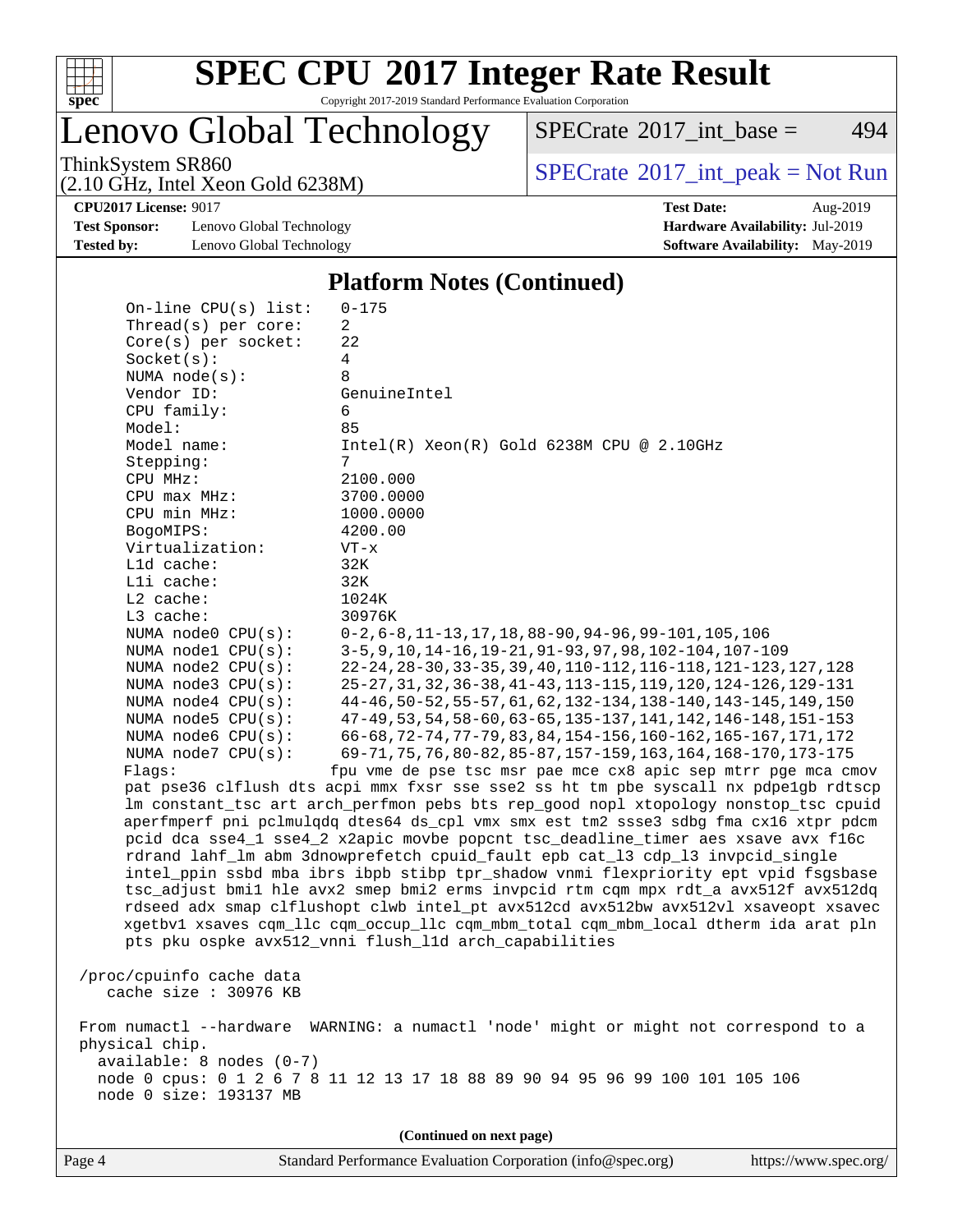# SPEC CPU 2017 Integer Rate Result

Copyright 2017-2019 Standard Performance Evaluation Corporation

## Lenovo Global Technology

ThinkSystem SR860
(2.10 GHz, Intel Xeon Gold 6238M)

SPECrate 2017_int_base = 494

SPECrate 2017_int_peak = Not Run

**CPU2017 License:** 9017
**Test Sponsor:** Lenovo Global Technology
**Tested by:** Lenovo Global Technology

**Test Date:** Aug-2019
**Hardware Availability:** Jul-2019
**Software Availability:** May-2019

### Platform Notes (Continued)

```
    On-line CPU(s) list:   0-175
    Thread(s) per core:    2
    Core(s) per socket:    22
    Socket(s):             4
    NUMA node(s):          8
    Vendor ID:             GenuineIntel
    CPU family:            6
    Model:                 85
    Model name:            Intel(R) Xeon(R) Gold 6238M CPU @ 2.10GHz
    Stepping:              7
    CPU MHz:               2100.000
    CPU max MHz:           3700.0000
    CPU min MHz:           1000.0000
    BogoMIPS:              4200.00
    Virtualization:        VT-x
    L1d cache:             32K
    L1i cache:             32K
    L2 cache:              1024K
    L3 cache:              30976K
    NUMA node0 CPU(s):     0-2,6-8,11-13,17,18,88-90,94-96,99-101,105,106
    NUMA node1 CPU(s):     3-5,9,10,14-16,19-21,91-93,97,98,102-104,107-109
    NUMA node2 CPU(s):     22-24,28-30,33-35,39,40,110-112,116-118,121-123,127,128
    NUMA node3 CPU(s):     25-27,31,32,36-38,41-43,113-115,119,120,124-126,129-131
    NUMA node4 CPU(s):     44-46,50-52,55-57,61,62,132-134,138-140,143-145,149,150
    NUMA node5 CPU(s):     47-49,53,54,58-60,63-65,135-137,141,142,146-148,151-153
    NUMA node6 CPU(s):     66-68,72-74,77-79,83,84,154-156,160-162,165-167,171,172
    NUMA node7 CPU(s):     69-71,75,76,80-82,85-87,157-159,163,164,168-170,173-175
    Flags:                fpu vme de pse tsc msr pae mce cx8 apic sep mtrr pge mca cmov
    pat pse36 clflush dts acpi mmx fxsr sse sse2 ss ht tm pbe syscall nx pdpe1gb rdtscp
    lm constant_tsc art arch_perfmon pebs bts rep_good nopl xtopology nonstop_tsc cpuid
    aperfmperf pni pclmulqdq dtes64 ds_cpl vmx smx est tm2 ssse3 sdbg fma cx16 xtpr pdcm
    pcid dca sse4_1 sse4_2 x2apic movbe popcnt tsc_deadline_timer aes xsave avx f16c
    rdrand lahf_lm abm 3dnowprefetch cpuid_fault epb cat_l3 cdp_l3 invpcid_single
    intel_ppin ssbd mba ibrs ibpb stibp tpr_shadow vnmi flexpriority ept vpid fsgsbase
    tsc_adjust bmi1 hle avx2 smep bmi2 erms invpcid rtm cqm mpx rdt_a avx512f avx512dq
    rdseed adx smap clflushopt clwb intel_pt avx512cd avx512bw avx512vl xsaveopt xsavec
    xgetbv1 xsaves cqm_llc cqm_occup_llc cqm_mbm_total cqm_mbm_local dtherm ida arat pln
    pts pku ospke avx512_vnni flush_l1d arch_capabilities

 /proc/cpuinfo cache data
    cache size : 30976 KB

 From numactl --hardware  WARNING: a numactl 'node' might or might not correspond to a
 physical chip.
   available: 8 nodes (0-7)
   node 0 cpus: 0 1 2 6 7 8 11 12 13 17 18 88 89 90 94 95 96 99 100 101 105 106
   node 0 size: 193137 MB
```

(Continued on next page)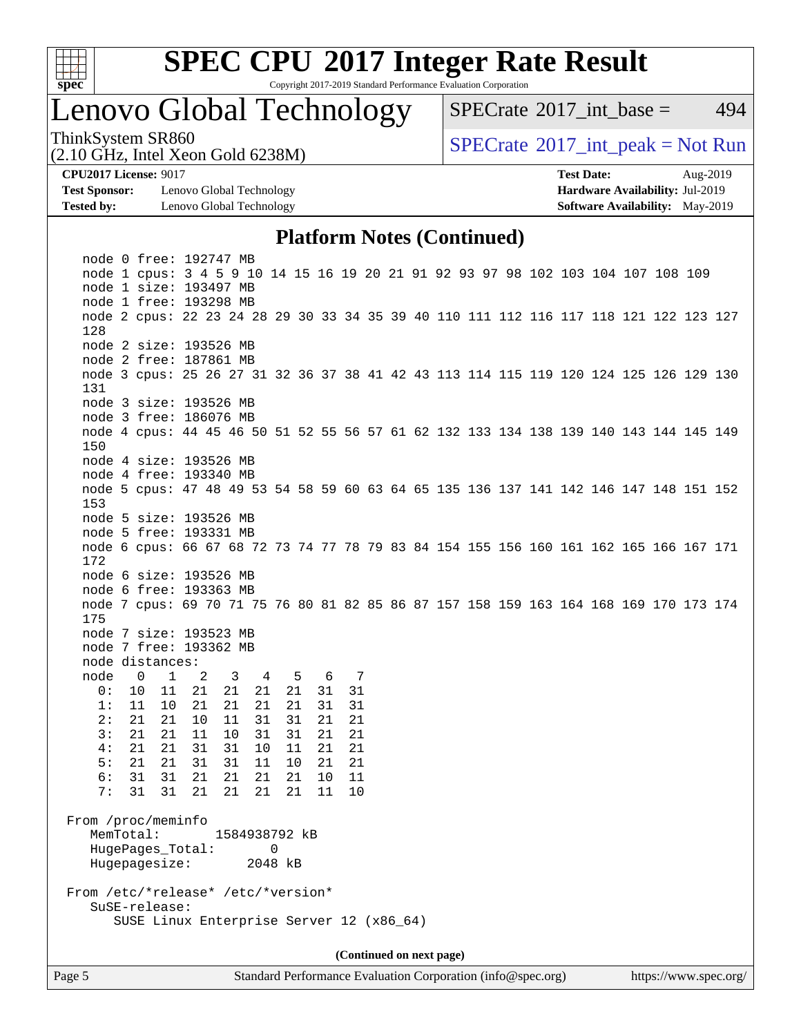## Platform Notes (Continued)

```
    node 0 free: 192747 MB
    node 1 cpus: 3 4 5 9 10 14 15 16 19 20 21 91 92 93 97 98 102 103 104 107 108 109
    node 1 size: 193497 MB
    node 1 free: 193298 MB
    node 2 cpus: 22 23 24 28 29 30 33 34 35 39 40 110 111 112 116 117 118 121 122 123 127
    128
    node 2 size: 193526 MB
    node 2 free: 187861 MB
    node 3 cpus: 25 26 27 31 32 36 37 38 41 42 43 113 114 115 119 120 124 125 126 129 130
    131
    node 3 size: 193526 MB
    node 3 free: 186076 MB
    node 4 cpus: 44 45 46 50 51 52 55 56 57 61 62 132 133 134 138 139 140 143 144 145 149
    150
    node 4 size: 193526 MB
    node 4 free: 193340 MB
    node 5 cpus: 47 48 49 53 54 58 59 60 63 64 65 135 136 137 141 142 146 147 148 151 152
    153
    node 5 size: 193526 MB
    node 5 free: 193331 MB
    node 6 cpus: 66 67 68 72 73 74 77 78 79 83 84 154 155 156 160 161 162 165 166 167 171
    172
    node 6 size: 193526 MB
    node 6 free: 193363 MB
    node 7 cpus: 69 70 71 75 76 80 81 82 85 86 87 157 158 159 163 164 168 169 170 173 174
    175
    node 7 size: 193523 MB
    node 7 free: 193362 MB
    node distances:
    node   0   1   2   3   4   5   6   7
      0:  10  11  21  21  21  21  31  31
      1:  11  10  21  21  21  21  31  31
      2:  21  21  10  11  31  31  21  21
      3:  21  21  11  10  31  31  21  21
      4:  21  21  31  31  10  11  21  21
      5:  21  21  31  31  11  10  21  21
      6:  31  31  21  21  21  21  10  11
      7:  31  31  21  21  21  21  11  10

 From /proc/meminfo
    MemTotal:       1584938792 kB
    HugePages_Total:       0
    Hugepagesize:       2048 kB

 From /etc/*release* /etc/*version*
    SuSE-release:
       SUSE Linux Enterprise Server 12 (x86_64)
```

(Continued on next page)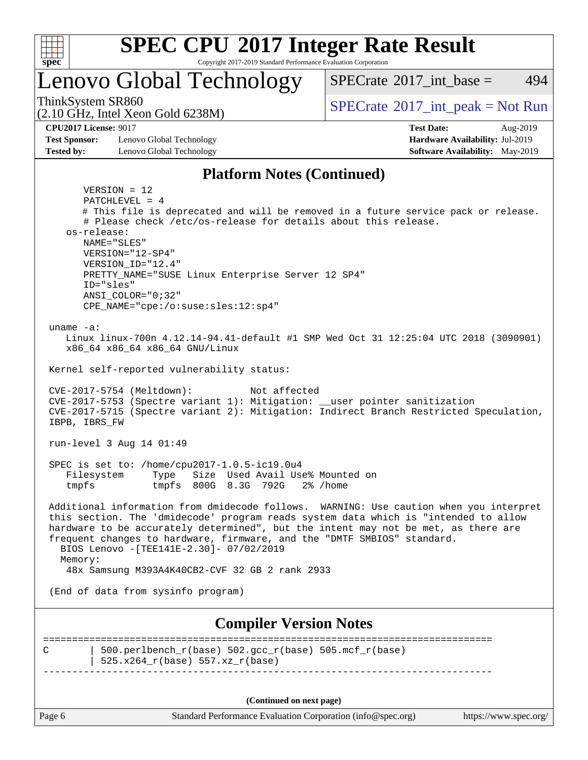## Platform Notes (Continued)

```
      VERSION = 12
      PATCHLEVEL = 4
      # This file is deprecated and will be removed in a future service pack or release.
      # Please check /etc/os-release for details about this release.
   os-release:
      NAME="SLES"
      VERSION="12-SP4"
      VERSION_ID="12.4"
      PRETTY_NAME="SUSE Linux Enterprise Server 12 SP4"
      ID="sles"
      ANSI_COLOR="0;32"
      CPE_NAME="cpe:/o:suse:sles:12:sp4"

 uname -a:
   Linux linux-700n 4.12.14-94.41-default #1 SMP Wed Oct 31 12:25:04 UTC 2018 (3090901)
   x86_64 x86_64 x86_64 GNU/Linux

 Kernel self-reported vulnerability status:

 CVE-2017-5754 (Meltdown):          Not affected
 CVE-2017-5753 (Spectre variant 1): Mitigation: __user pointer sanitization
 CVE-2017-5715 (Spectre variant 2): Mitigation: Indirect Branch Restricted Speculation,
 IBPB, IBRS_FW

 run-level 3 Aug 14 01:49

 SPEC is set to: /home/cpu2017-1.0.5-ic19.0u4
    Filesystem     Type   Size  Used Avail Use% Mounted on
    tmpfs          tmpfs  800G  8.3G  792G   2% /home

 Additional information from dmidecode follows.  WARNING: Use caution when you interpret
 this section. The 'dmidecode' program reads system data which is "intended to allow
 hardware to be accurately determined", but the intent may not be met, as there are
 frequent changes to hardware, firmware, and the "DMTF SMBIOS" standard.
   BIOS Lenovo -[TEE141E-2.30]- 07/02/2019
   Memory:
    48x Samsung M393A4K40CB2-CVF 32 GB 2 rank 2933

 (End of data from sysinfo program)
```

## Compiler Version Notes

```
==============================================================================
C       | 500.perlbench_r(base) 502.gcc_r(base) 505.mcf_r(base)
        | 525.x264_r(base) 557.xz_r(base)
------------------------------------------------------------------------------
```

(Continued on next page)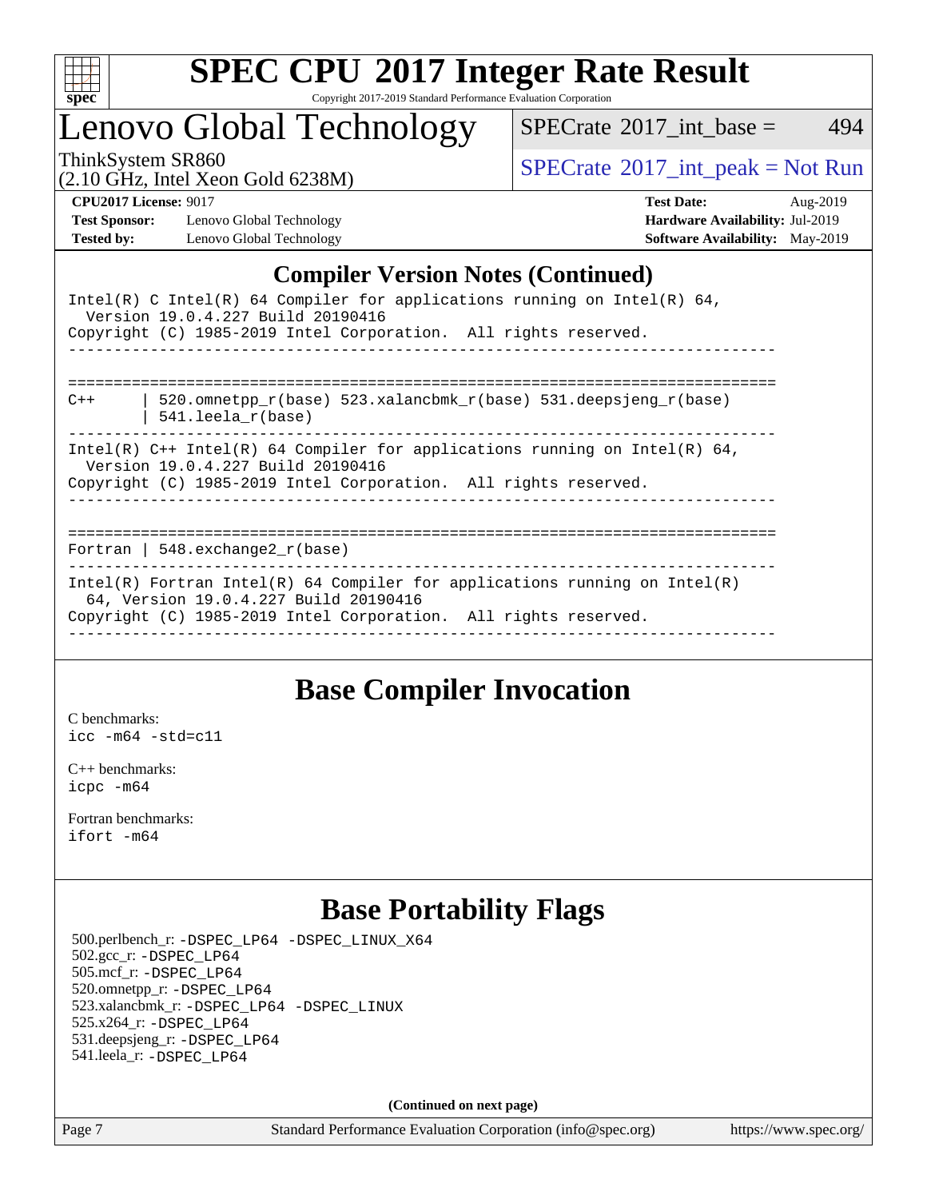# SPEC CPU 2017 Integer Rate Result

Copyright 2017-2019 Standard Performance Evaluation Corporation

## Lenovo Global Technology

ThinkSystem SR860
(2.10 GHz, Intel Xeon Gold 6238M)

SPECrate 2017_int_base = 494

SPECrate 2017_int_peak = Not Run

**CPU2017 License:** 9017
**Test Sponsor:** Lenovo Global Technology
**Tested by:** Lenovo Global Technology

**Test Date:** Aug-2019
**Hardware Availability:** Jul-2019
**Software Availability:** May-2019

## Compiler Version Notes (Continued)

```
Intel(R) C Intel(R) 64 Compiler for applications running on Intel(R) 64,
  Version 19.0.4.227 Build 20190416
Copyright (C) 1985-2019 Intel Corporation.  All rights reserved.
------------------------------------------------------------------------------

==============================================================================
C++      | 520.omnetpp_r(base) 523.xalancbmk_r(base) 531.deepsjeng_r(base)
         | 541.leela_r(base)
------------------------------------------------------------------------------
Intel(R) C++ Intel(R) 64 Compiler for applications running on Intel(R) 64,
  Version 19.0.4.227 Build 20190416
Copyright (C) 1985-2019 Intel Corporation.  All rights reserved.
------------------------------------------------------------------------------

==============================================================================
Fortran | 548.exchange2_r(base)
------------------------------------------------------------------------------
Intel(R) Fortran Intel(R) 64 Compiler for applications running on Intel(R)
  64, Version 19.0.4.227 Build 20190416
Copyright (C) 1985-2019 Intel Corporation.  All rights reserved.
------------------------------------------------------------------------------
```

## Base Compiler Invocation

C benchmarks:
icc -m64 -std=c11

C++ benchmarks:
icpc -m64

Fortran benchmarks:
ifort -m64

## Base Portability Flags

500.perlbench_r: -DSPEC_LP64 -DSPEC_LINUX_X64
502.gcc_r: -DSPEC_LP64
505.mcf_r: -DSPEC_LP64
520.omnetpp_r: -DSPEC_LP64
523.xalancbmk_r: -DSPEC_LP64 -DSPEC_LINUX
525.x264_r: -DSPEC_LP64
531.deepsjeng_r: -DSPEC_LP64
541.leela_r: -DSPEC_LP64

**(Continued on next page)**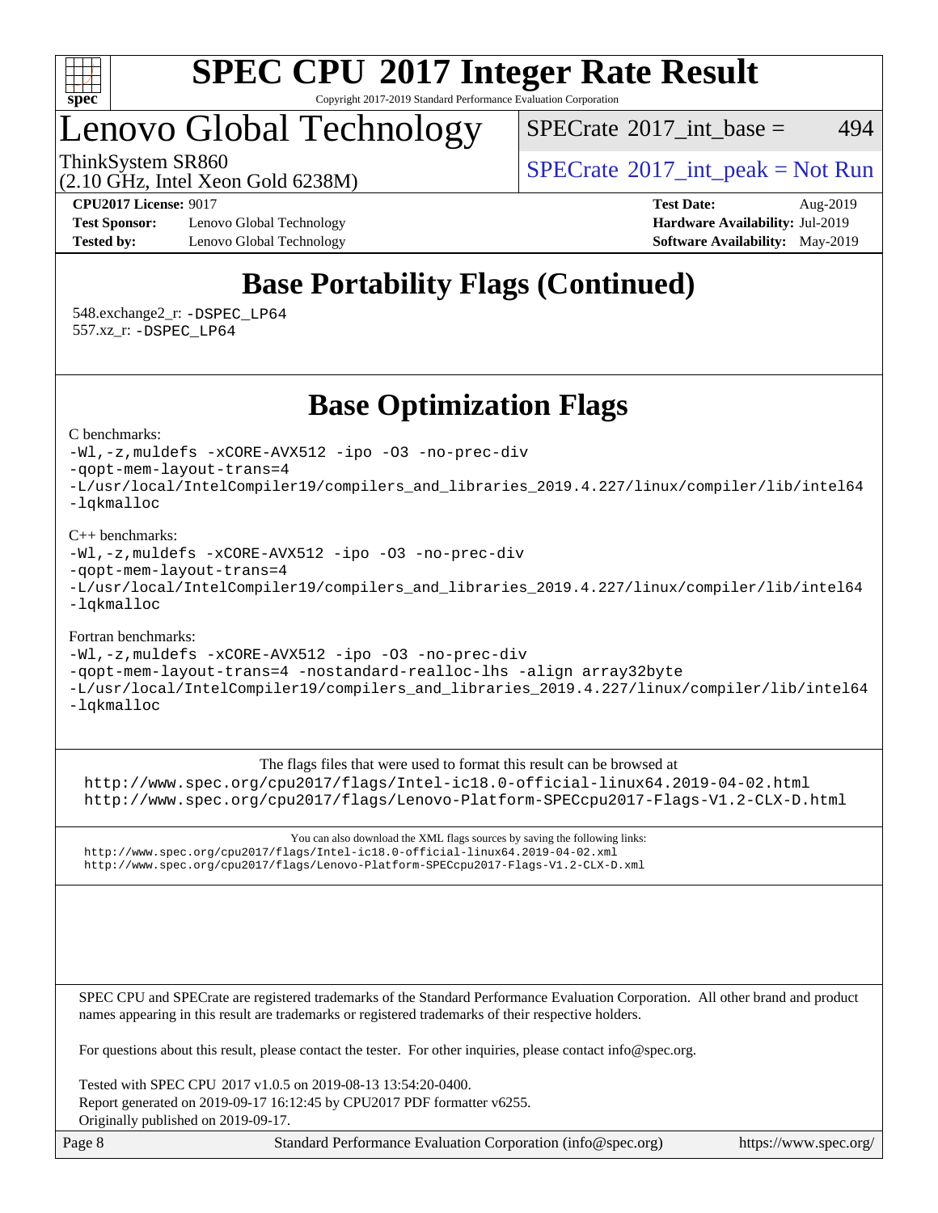# Base Portability Flags (Continued)

548.exchange2_r: -DSPEC_LP64
557.xz_r: -DSPEC_LP64

# Base Optimization Flags

C benchmarks:

```
-Wl,-z,muldefs -xCORE-AVX512 -ipo -O3 -no-prec-div
-qopt-mem-layout-trans=4
-L/usr/local/IntelCompiler19/compilers_and_libraries_2019.4.227/linux/compiler/lib/intel64
-lqkmalloc
```

C++ benchmarks:

```
-Wl,-z,muldefs -xCORE-AVX512 -ipo -O3 -no-prec-div
-qopt-mem-layout-trans=4
-L/usr/local/IntelCompiler19/compilers_and_libraries_2019.4.227/linux/compiler/lib/intel64
-lqkmalloc
```

Fortran benchmarks:

```
-Wl,-z,muldefs -xCORE-AVX512 -ipo -O3 -no-prec-div
-qopt-mem-layout-trans=4 -nostandard-realloc-lhs -align array32byte
-L/usr/local/IntelCompiler19/compilers_and_libraries_2019.4.227/linux/compiler/lib/intel64
-lqkmalloc
```

The flags files that were used to format this result can be browsed at
http://www.spec.org/cpu2017/flags/Intel-ic18.0-official-linux64.2019-04-02.html
http://www.spec.org/cpu2017/flags/Lenovo-Platform-SPECcpu2017-Flags-V1.2-CLX-D.html

You can also download the XML flags sources by saving the following links:
http://www.spec.org/cpu2017/flags/Intel-ic18.0-official-linux64.2019-04-02.xml
http://www.spec.org/cpu2017/flags/Lenovo-Platform-SPECcpu2017-Flags-V1.2-CLX-D.xml

SPEC CPU and SPECrate are registered trademarks of the Standard Performance Evaluation Corporation. All other brand and product names appearing in this result are trademarks or registered trademarks of their respective holders.

For questions about this result, please contact the tester. For other inquiries, please contact info@spec.org.

Tested with SPEC CPU 2017 v1.0.5 on 2019-08-13 13:54:20-0400.
Report generated on 2019-09-17 16:12:45 by CPU2017 PDF formatter v6255.
Originally published on 2019-09-17.